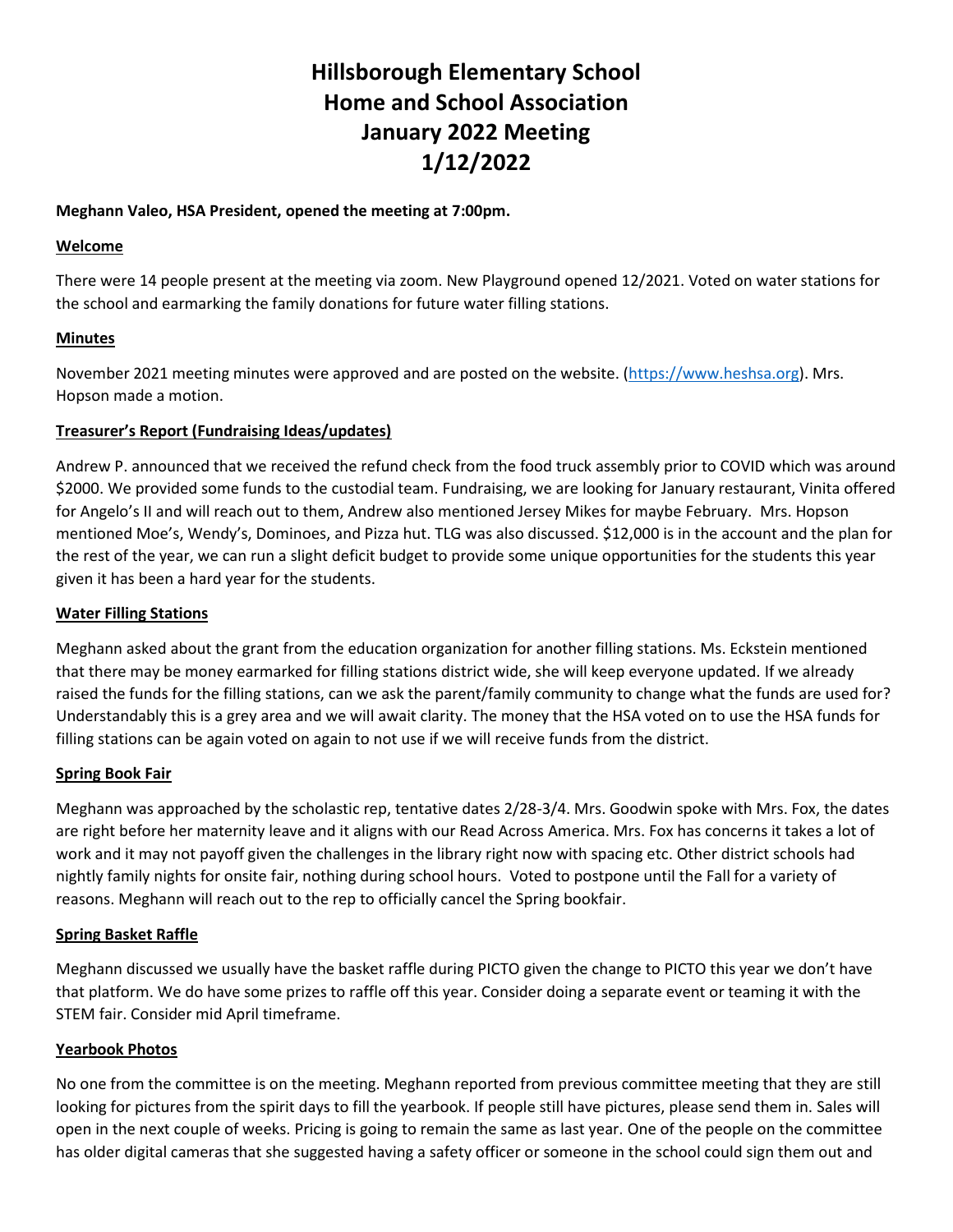# Hillsborough Elementary School
# Home and School Association
# January 2022 Meeting
# 1/12/2022

**Meghann Valeo, HSA President, opened the meeting at 7:00pm.**

## Welcome

There were 14 people present at the meeting via zoom. New Playground opened 12/2021. Voted on water stations for the school and earmarking the family donations for future water filling stations.

## Minutes

November 2021 meeting minutes were approved and are posted on the website. (https://www.heshsa.org). Mrs. Hopson made a motion.

## Treasurer's Report (Fundraising Ideas/updates)

Andrew P. announced that we received the refund check from the food truck assembly prior to COVID which was around $2000. We provided some funds to the custodial team. Fundraising, we are looking for January restaurant, Vinita offered for Angelo's II and will reach out to them, Andrew also mentioned Jersey Mikes for maybe February. Mrs. Hopson mentioned Moe's, Wendy's, Dominoes, and Pizza hut. TLG was also discussed. $12,000 is in the account and the plan for the rest of the year, we can run a slight deficit budget to provide some unique opportunities for the students this year given it has been a hard year for the students.

## Water Filling Stations

Meghann asked about the grant from the education organization for another filling stations. Ms. Eckstein mentioned that there may be money earmarked for filling stations district wide, she will keep everyone updated. If we already raised the funds for the filling stations, can we ask the parent/family community to change what the funds are used for? Understandably this is a grey area and we will await clarity. The money that the HSA voted on to use the HSA funds for filling stations can be again voted on again to not use if we will receive funds from the district.

## Spring Book Fair

Meghann was approached by the scholastic rep, tentative dates 2/28-3/4. Mrs. Goodwin spoke with Mrs. Fox, the dates are right before her maternity leave and it aligns with our Read Across America. Mrs. Fox has concerns it takes a lot of work and it may not payoff given the challenges in the library right now with spacing etc. Other district schools had nightly family nights for onsite fair, nothing during school hours. Voted to postpone until the Fall for a variety of reasons. Meghann will reach out to the rep to officially cancel the Spring bookfair.

## Spring Basket Raffle

Meghann discussed we usually have the basket raffle during PICTO given the change to PICTO this year we don't have that platform. We do have some prizes to raffle off this year. Consider doing a separate event or teaming it with the STEM fair. Consider mid April timeframe.

## Yearbook Photos

No one from the committee is on the meeting. Meghann reported from previous committee meeting that they are still looking for pictures from the spirit days to fill the yearbook. If people still have pictures, please send them in. Sales will open in the next couple of weeks. Pricing is going to remain the same as last year. One of the people on the committee has older digital cameras that she suggested having a safety officer or someone in the school could sign them out and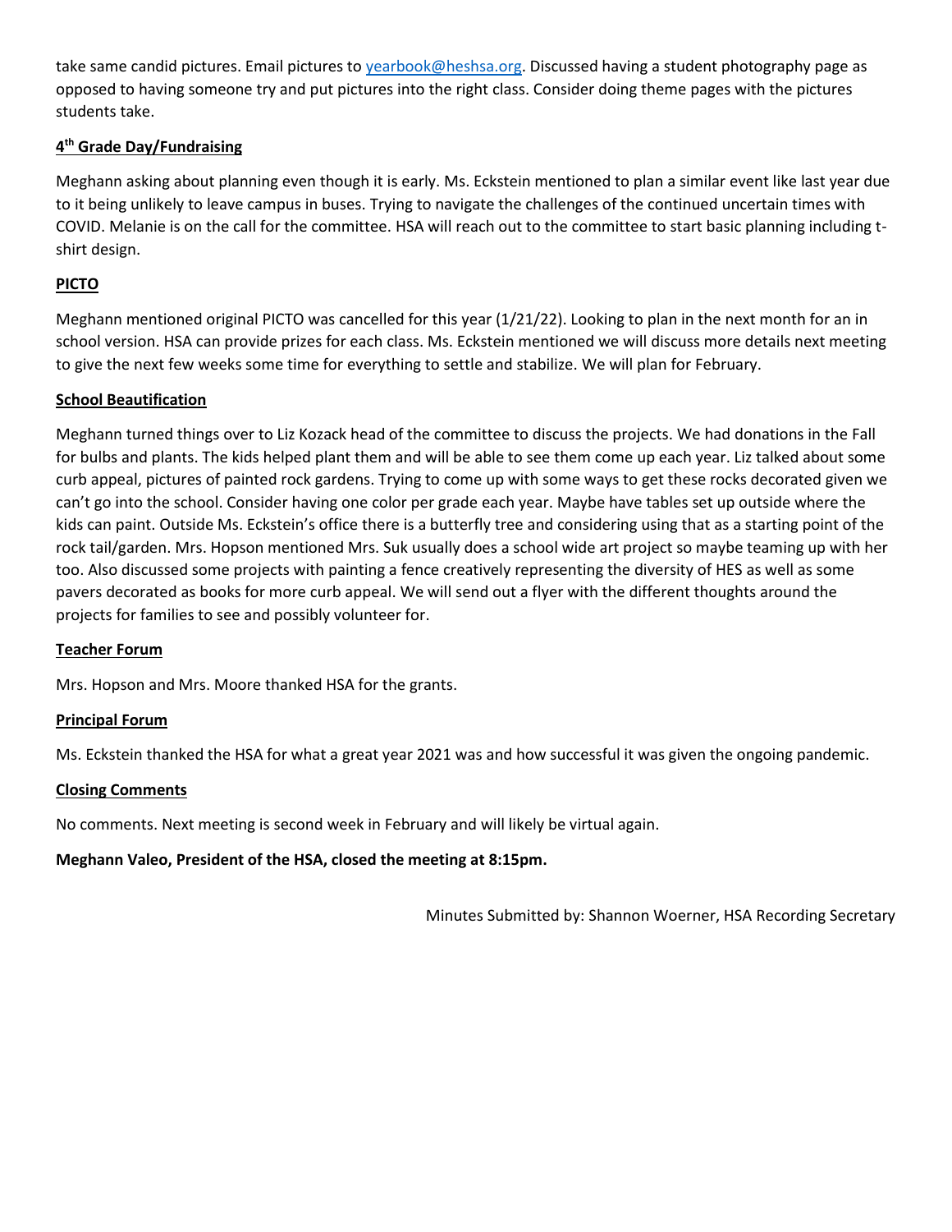take same candid pictures. Email pictures to yearbook@heshsa.org. Discussed having a student photography page as opposed to having someone try and put pictures into the right class. Consider doing theme pages with the pictures students take.

**4th Grade Day/Fundraising**

Meghann asking about planning even though it is early. Ms. Eckstein mentioned to plan a similar event like last year due to it being unlikely to leave campus in buses. Trying to navigate the challenges of the continued uncertain times with COVID. Melanie is on the call for the committee. HSA will reach out to the committee to start basic planning including t-shirt design.

**PICTO**

Meghann mentioned original PICTO was cancelled for this year (1/21/22). Looking to plan in the next month for an in school version. HSA can provide prizes for each class. Ms. Eckstein mentioned we will discuss more details next meeting to give the next few weeks some time for everything to settle and stabilize. We will plan for February.

**School Beautification**

Meghann turned things over to Liz Kozack head of the committee to discuss the projects. We had donations in the Fall for bulbs and plants. The kids helped plant them and will be able to see them come up each year. Liz talked about some curb appeal, pictures of painted rock gardens. Trying to come up with some ways to get these rocks decorated given we can't go into the school. Consider having one color per grade each year. Maybe have tables set up outside where the kids can paint. Outside Ms. Eckstein's office there is a butterfly tree and considering using that as a starting point of the rock tail/garden. Mrs. Hopson mentioned Mrs. Suk usually does a school wide art project so maybe teaming up with her too. Also discussed some projects with painting a fence creatively representing the diversity of HES as well as some pavers decorated as books for more curb appeal. We will send out a flyer with the different thoughts around the projects for families to see and possibly volunteer for.

**Teacher Forum**

Mrs. Hopson and Mrs. Moore thanked HSA for the grants.

**Principal Forum**

Ms. Eckstein thanked the HSA for what a great year 2021 was and how successful it was given the ongoing pandemic.

**Closing Comments**

No comments. Next meeting is second week in February and will likely be virtual again.

**Meghann Valeo, President of the HSA, closed the meeting at 8:15pm.**

Minutes Submitted by: Shannon Woerner, HSA Recording Secretary